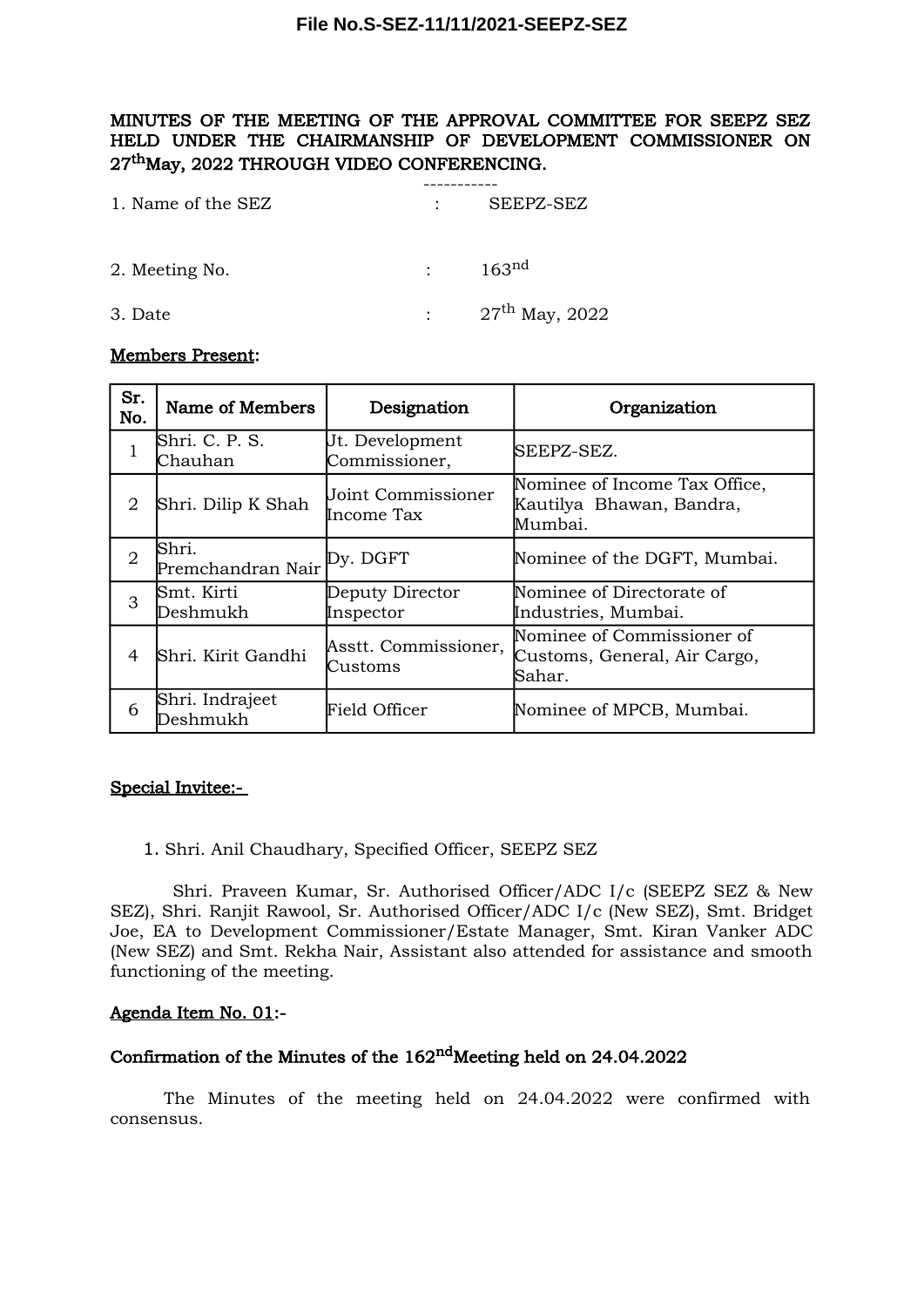File No.S-SEZ-11/11/2021-SEEPZ-SEZ

**MINUTES OF THE MEETING OF THE APPROVAL COMMITTEE FOR SEEPZ SEZ HELD UNDER THE CHAIRMANSHIP OF DEVELOPMENT COMMISSIONER ON 27th May, 2022 THROUGH VIDEO CONFERENCING.**

-----------

1. Name of the SEZ : SEEPZ-SEZ

2. Meeting No. : 163nd

3. Date : 27th May, 2022

**Members Present:**

| Sr. No. | Name of Members | Designation | Organization |
|---|---|---|---|
| 1 | Shri. C. P. S. Chauhan | Jt. Development Commissioner, | SEEPZ-SEZ. |
| 2 | Shri. Dilip K Shah | Joint Commissioner Income Tax | Nominee of Income Tax Office, Kautilya Bhawan, Bandra, Mumbai. |
| 2 | Shri. Premchandran Nair | Dy. DGFT | Nominee of the DGFT, Mumbai. |
| 3 | Smt. Kirti Deshmukh | Deputy Director Inspector | Nominee of Directorate of Industries, Mumbai. |
| 4 | Shri. Kirit Gandhi | Asstt. Commissioner, Customs | Nominee of Commissioner of Customs, General, Air Cargo, Sahar. |
| 6 | Shri. Indrajeet Deshmukh | Field Officer | Nominee of MPCB, Mumbai. |

**Special Invitee:-**

1. Shri. Anil Chaudhary, Specified Officer, SEEPZ SEZ

Shri. Praveen Kumar, Sr. Authorised Officer/ADC I/c (SEEPZ SEZ & New SEZ), Shri. Ranjit Rawool, Sr. Authorised Officer/ADC I/c (New SEZ), Smt. Bridget Joe, EA to Development Commissioner/Estate Manager, Smt. Kiran Vanker ADC (New SEZ) and Smt. Rekha Nair, Assistant also attended for assistance and smooth functioning of the meeting.

**Agenda Item No. 01:-**

**Confirmation of the Minutes of the 162ndMeeting held on 24.04.2022**

The Minutes of the meeting held on 24.04.2022 were confirmed with consensus.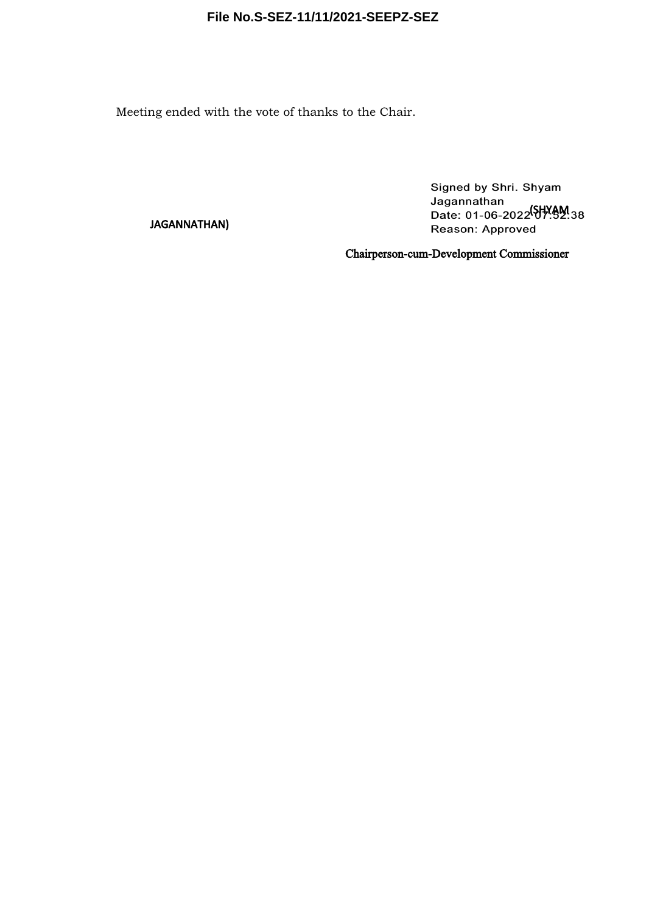Meeting ended with the vote of thanks to the Chair.

Signed by Shri. Shyam Jagannathan
Date: 01-06-2022 07:52:38
Reason: Approved

(SHYAM JAGANNATHAN)

Chairperson-cum-Development Commissioner